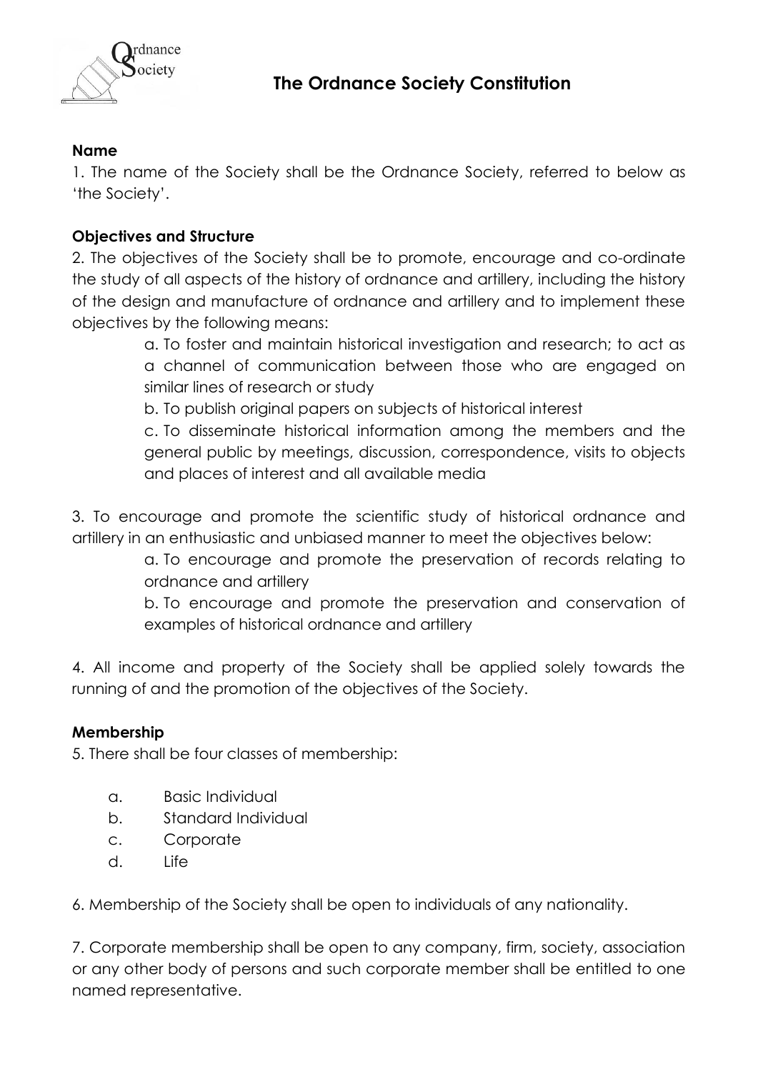# The Ordnance Society Constitution

**Name**

1. The name of the Society shall be the Ordnance Society, referred to below as 'the Society'.

**Objectives and Structure**

2. The objectives of the Society shall be to promote, encourage and co-ordinate the study of all aspects of the history of ordnance and artillery, including the history of the design and manufacture of ordnance and artillery and to implement these objectives by the following means:

   a. To foster and maintain historical investigation and research; to act as a channel of communication between those who are engaged on similar lines of research or study

   b. To publish original papers on subjects of historical interest

   c. To disseminate historical information among the members and the general public by meetings, discussion, correspondence, visits to objects and places of interest and all available media

3. To encourage and promote the scientific study of historical ordnance and artillery in an enthusiastic and unbiased manner to meet the objectives below:

   a. To encourage and promote the preservation of records relating to ordnance and artillery

   b. To encourage and promote the preservation and conservation of examples of historical ordnance and artillery

4. All income and property of the Society shall be applied solely towards the running of and the promotion of the objectives of the Society.

**Membership**

5. There shall be four classes of membership:

   a. Basic Individual
   b. Standard Individual
   c. Corporate
   d. Life

6. Membership of the Society shall be open to individuals of any nationality.

7. Corporate membership shall be open to any company, firm, society, association or any other body of persons and such corporate member shall be entitled to one named representative.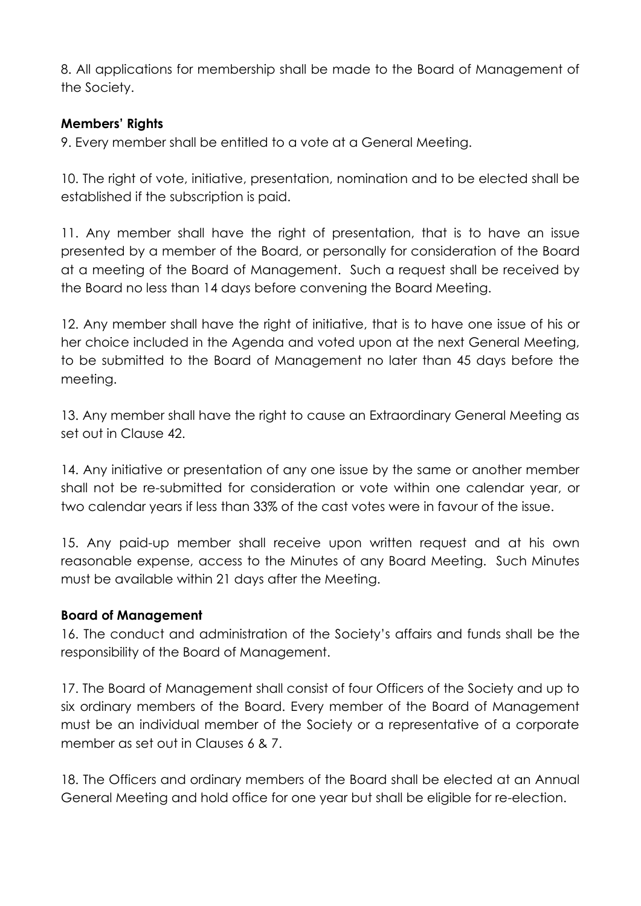8. All applications for membership shall be made to the Board of Management of the Society.

**Members' Rights**

9. Every member shall be entitled to a vote at a General Meeting.

10. The right of vote, initiative, presentation, nomination and to be elected shall be established if the subscription is paid.

11. Any member shall have the right of presentation, that is to have an issue presented by a member of the Board, or personally for consideration of the Board at a meeting of the Board of Management. Such a request shall be received by the Board no less than 14 days before convening the Board Meeting.

12. Any member shall have the right of initiative, that is to have one issue of his or her choice included in the Agenda and voted upon at the next General Meeting, to be submitted to the Board of Management no later than 45 days before the meeting.

13. Any member shall have the right to cause an Extraordinary General Meeting as set out in Clause 42.

14. Any initiative or presentation of any one issue by the same or another member shall not be re-submitted for consideration or vote within one calendar year, or two calendar years if less than 33% of the cast votes were in favour of the issue.

15. Any paid-up member shall receive upon written request and at his own reasonable expense, access to the Minutes of any Board Meeting. Such Minutes must be available within 21 days after the Meeting.

**Board of Management**

16. The conduct and administration of the Society's affairs and funds shall be the responsibility of the Board of Management.

17. The Board of Management shall consist of four Officers of the Society and up to six ordinary members of the Board. Every member of the Board of Management must be an individual member of the Society or a representative of a corporate member as set out in Clauses 6 & 7.

18. The Officers and ordinary members of the Board shall be elected at an Annual General Meeting and hold office for one year but shall be eligible for re-election.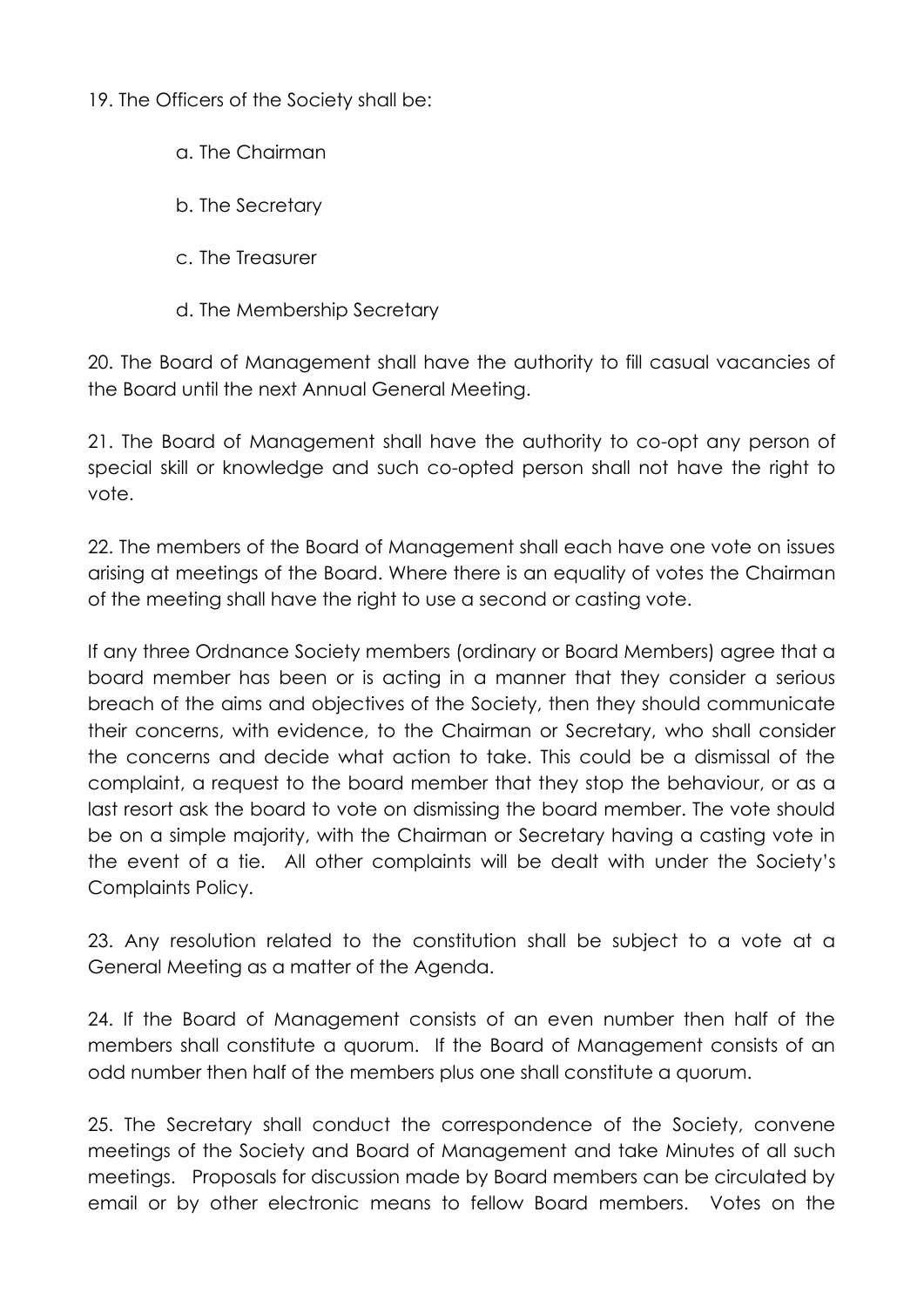19. The Officers of the Society shall be:

   a. The Chairman

   b. The Secretary

   c. The Treasurer

   d. The Membership Secretary

20. The Board of Management shall have the authority to fill casual vacancies of the Board until the next Annual General Meeting.

21. The Board of Management shall have the authority to co-opt any person of special skill or knowledge and such co-opted person shall not have the right to vote.

22. The members of the Board of Management shall each have one vote on issues arising at meetings of the Board. Where there is an equality of votes the Chairman of the meeting shall have the right to use a second or casting vote.

If any three Ordnance Society members (ordinary or Board Members) agree that a board member has been or is acting in a manner that they consider a serious breach of the aims and objectives of the Society, then they should communicate their concerns, with evidence, to the Chairman or Secretary, who shall consider the concerns and decide what action to take. This could be a dismissal of the complaint, a request to the board member that they stop the behaviour, or as a last resort ask the board to vote on dismissing the board member. The vote should be on a simple majority, with the Chairman or Secretary having a casting vote in the event of a tie. All other complaints will be dealt with under the Society's Complaints Policy.

23. Any resolution related to the constitution shall be subject to a vote at a General Meeting as a matter of the Agenda.

24. If the Board of Management consists of an even number then half of the members shall constitute a quorum. If the Board of Management consists of an odd number then half of the members plus one shall constitute a quorum.

25. The Secretary shall conduct the correspondence of the Society, convene meetings of the Society and Board of Management and take Minutes of all such meetings. Proposals for discussion made by Board members can be circulated by email or by other electronic means to fellow Board members. Votes on the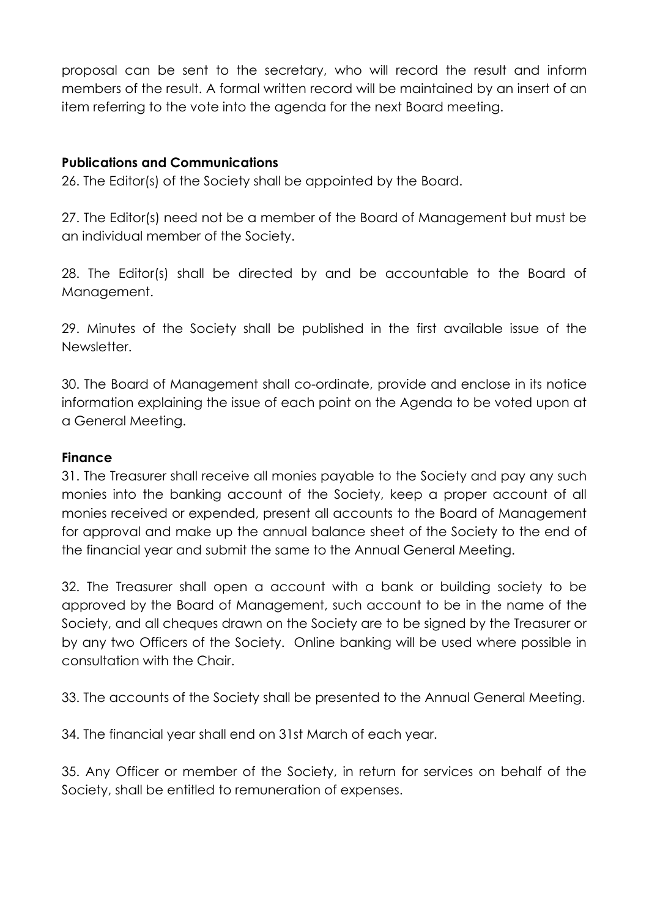proposal can be sent to the secretary, who will record the result and inform members of the result. A formal written record will be maintained by an insert of an item referring to the vote into the agenda for the next Board meeting.

**Publications and Communications**

26. The Editor(s) of the Society shall be appointed by the Board.

27. The Editor(s) need not be a member of the Board of Management but must be an individual member of the Society.

28. The Editor(s) shall be directed by and be accountable to the Board of Management.

29. Minutes of the Society shall be published in the first available issue of the Newsletter.

30. The Board of Management shall co-ordinate, provide and enclose in its notice information explaining the issue of each point on the Agenda to be voted upon at a General Meeting.

**Finance**

31. The Treasurer shall receive all monies payable to the Society and pay any such monies into the banking account of the Society, keep a proper account of all monies received or expended, present all accounts to the Board of Management for approval and make up the annual balance sheet of the Society to the end of the financial year and submit the same to the Annual General Meeting.

32. The Treasurer shall open a account with a bank or building society to be approved by the Board of Management, such account to be in the name of the Society, and all cheques drawn on the Society are to be signed by the Treasurer or by any two Officers of the Society. Online banking will be used where possible in consultation with the Chair.

33. The accounts of the Society shall be presented to the Annual General Meeting.

34. The financial year shall end on 31st March of each year.

35. Any Officer or member of the Society, in return for services on behalf of the Society, shall be entitled to remuneration of expenses.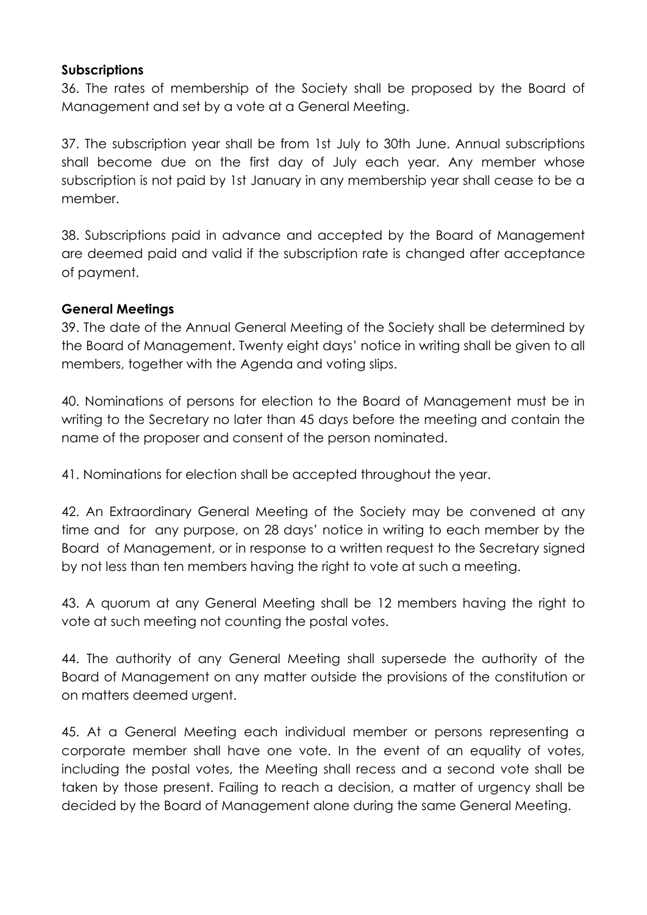**Subscriptions**

36. The rates of membership of the Society shall be proposed by the Board of Management and set by a vote at a General Meeting.

37. The subscription year shall be from 1st July to 30th June. Annual subscriptions shall become due on the first day of July each year. Any member whose subscription is not paid by 1st January in any membership year shall cease to be a member.

38. Subscriptions paid in advance and accepted by the Board of Management are deemed paid and valid if the subscription rate is changed after acceptance of payment.

**General Meetings**

39. The date of the Annual General Meeting of the Society shall be determined by the Board of Management. Twenty eight days' notice in writing shall be given to all members, together with the Agenda and voting slips.

40. Nominations of persons for election to the Board of Management must be in writing to the Secretary no later than 45 days before the meeting and contain the name of the proposer and consent of the person nominated.

41. Nominations for election shall be accepted throughout the year.

42. An Extraordinary General Meeting of the Society may be convened at any time and for any purpose, on 28 days' notice in writing to each member by the Board of Management, or in response to a written request to the Secretary signed by not less than ten members having the right to vote at such a meeting.

43. A quorum at any General Meeting shall be 12 members having the right to vote at such meeting not counting the postal votes.

44. The authority of any General Meeting shall supersede the authority of the Board of Management on any matter outside the provisions of the constitution or on matters deemed urgent.

45. At a General Meeting each individual member or persons representing a corporate member shall have one vote. In the event of an equality of votes, including the postal votes, the Meeting shall recess and a second vote shall be taken by those present. Failing to reach a decision, a matter of urgency shall be decided by the Board of Management alone during the same General Meeting.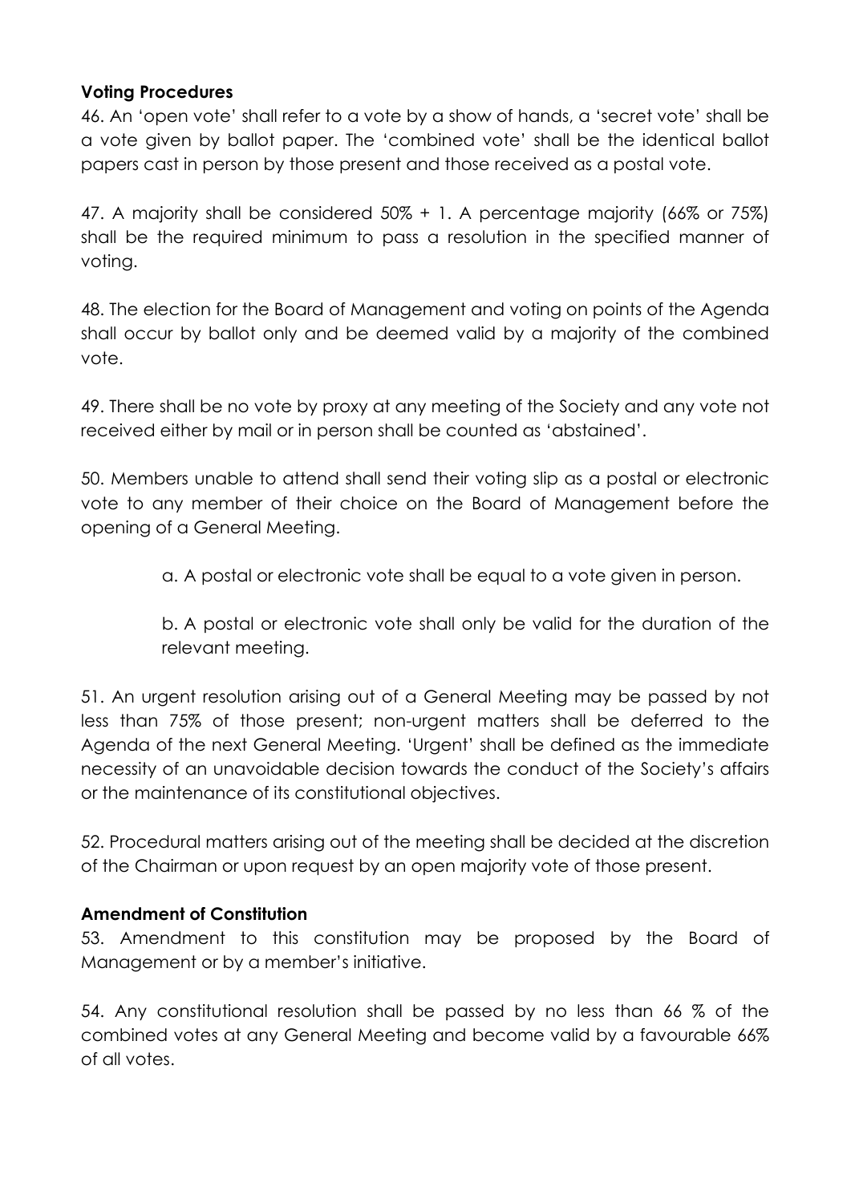**Voting Procedures**

46. An 'open vote' shall refer to a vote by a show of hands, a 'secret vote' shall be a vote given by ballot paper. The 'combined vote' shall be the identical ballot papers cast in person by those present and those received as a postal vote.

47. A majority shall be considered 50% + 1. A percentage majority (66% or 75%) shall be the required minimum to pass a resolution in the specified manner of voting.

48. The election for the Board of Management and voting on points of the Agenda shall occur by ballot only and be deemed valid by a majority of the combined vote.

49. There shall be no vote by proxy at any meeting of the Society and any vote not received either by mail or in person shall be counted as 'abstained'.

50. Members unable to attend shall send their voting slip as a postal or electronic vote to any member of their choice on the Board of Management before the opening of a General Meeting.

> a. A postal or electronic vote shall be equal to a vote given in person.
>
> b. A postal or electronic vote shall only be valid for the duration of the relevant meeting.

51. An urgent resolution arising out of a General Meeting may be passed by not less than 75% of those present; non-urgent matters shall be deferred to the Agenda of the next General Meeting. 'Urgent' shall be defined as the immediate necessity of an unavoidable decision towards the conduct of the Society's affairs or the maintenance of its constitutional objectives.

52. Procedural matters arising out of the meeting shall be decided at the discretion of the Chairman or upon request by an open majority vote of those present.

**Amendment of Constitution**

53. Amendment to this constitution may be proposed by the Board of Management or by a member's initiative.

54. Any constitutional resolution shall be passed by no less than 66 % of the combined votes at any General Meeting and become valid by a favourable 66% of all votes.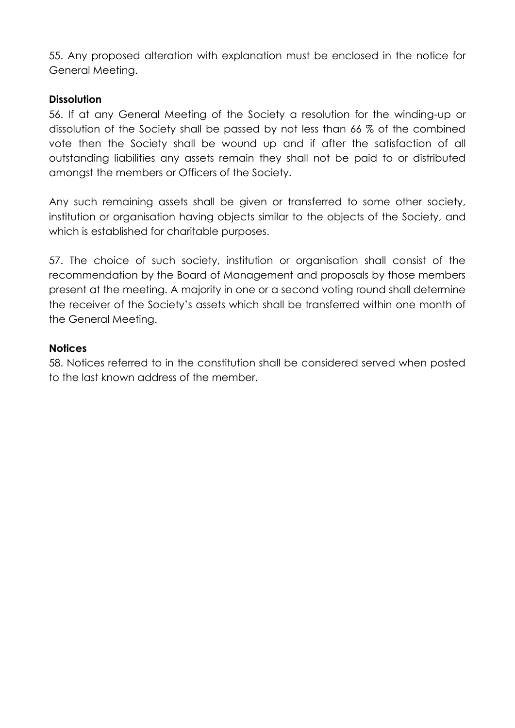55. Any proposed alteration with explanation must be enclosed in the notice for General Meeting.

**Dissolution**

56. If at any General Meeting of the Society a resolution for the winding-up or dissolution of the Society shall be passed by not less than 66 % of the combined vote then the Society shall be wound up and if after the satisfaction of all outstanding liabilities any assets remain they shall not be paid to or distributed amongst the members or Officers of the Society.

Any such remaining assets shall be given or transferred to some other society, institution or organisation having objects similar to the objects of the Society, and which is established for charitable purposes.

57. The choice of such society, institution or organisation shall consist of the recommendation by the Board of Management and proposals by those members present at the meeting. A majority in one or a second voting round shall determine the receiver of the Society's assets which shall be transferred within one month of the General Meeting.

**Notices**

58. Notices referred to in the constitution shall be considered served when posted to the last known address of the member.